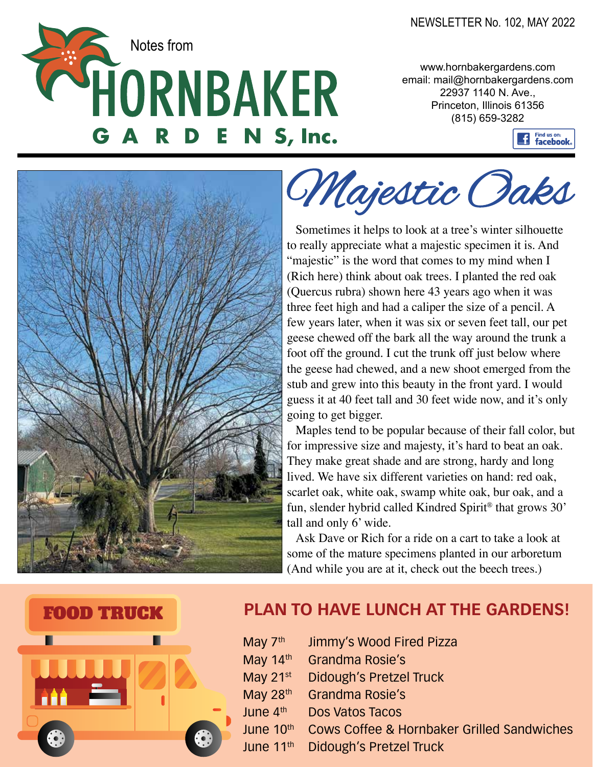NEWSLETTER No. 102, MAY 2022

Notes from

# HORNBAKER GARDENS, Inc.

www.hornbakergardens.com
email: mail@hornbakergardens.com
22937 1140 N. Ave.,
Princeton, Illinois 61356
(815) 659-3282

Find us on: facebook

## Majestic Oaks

Sometimes it helps to look at a tree's winter silhouette to really appreciate what a majestic specimen it is. And "majestic" is the word that comes to my mind when I (Rich here) think about oak trees. I planted the red oak (Quercus rubra) shown here 43 years ago when it was three feet high and had a caliper the size of a pencil. A few years later, when it was six or seven feet tall, our pet geese chewed off the bark all the way around the trunk a foot off the ground. I cut the trunk off just below where the geese had chewed, and a new shoot emerged from the stub and grew into this beauty in the front yard. I would guess it at 40 feet tall and 30 feet wide now, and it's only going to get bigger.

Maples tend to be popular because of their fall color, but for impressive size and majesty, it's hard to beat an oak. They make great shade and are strong, hardy and long lived. We have six different varieties on hand: red oak, scarlet oak, white oak, swamp white oak, bur oak, and a fun, slender hybrid called Kindred Spirit® that grows 30' tall and only 6' wide.

Ask Dave or Rich for a ride on a cart to take a look at some of the mature specimens planted in our arboretum (And while you are at it, check out the beech trees.)

FOOD TRUCK

## PLAN TO HAVE LUNCH AT THE GARDENS!

| | |
|---|---|
| May 7th | Jimmy's Wood Fired Pizza |
| May 14th | Grandma Rosie's |
| May 21st | Didough's Pretzel Truck |
| May 28th | Grandma Rosie's |
| June 4th | Dos Vatos Tacos |
| June 10th | Cows Coffee & Hornbaker Grilled Sandwiches |
| June 11th | Didough's Pretzel Truck |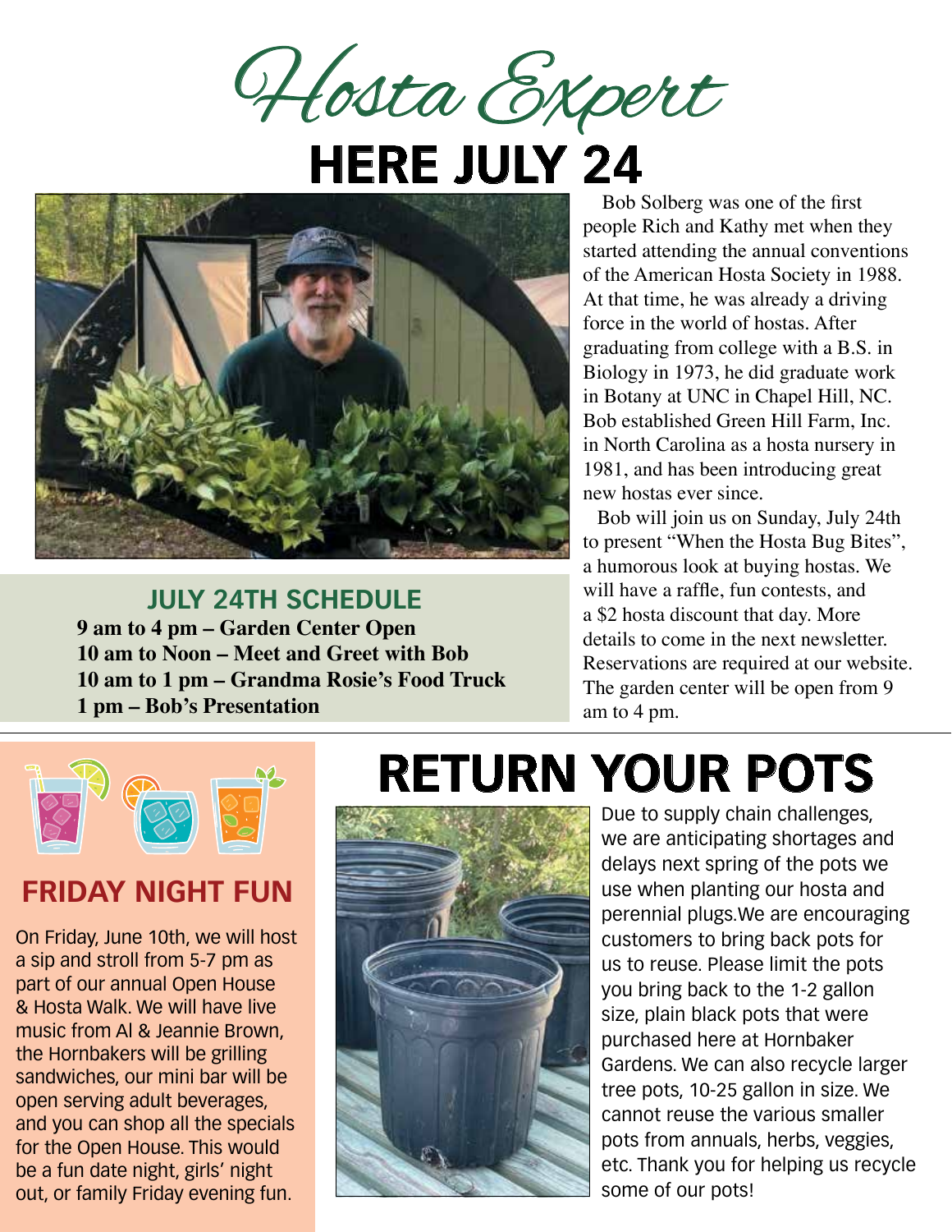# Hosta Expert

# HERE JULY 24

Bob Solberg was one of the first people Rich and Kathy met when they started attending the annual conventions of the American Hosta Society in 1988. At that time, he was already a driving force in the world of hostas. After graduating from college with a B.S. in Biology in 1973, he did graduate work in Botany at UNC in Chapel Hill, NC. Bob established Green Hill Farm, Inc. in North Carolina as a hosta nursery in 1981, and has been introducing great new hostas ever since.

Bob will join us on Sunday, July 24th to present "When the Hosta Bug Bites", a humorous look at buying hostas. We will have a raffle, fun contests, and a $2 hosta discount that day. More details to come in the next newsletter. Reservations are required at our website. The garden center will be open from 9 am to 4 pm.

## JULY 24TH SCHEDULE

**9 am to 4 pm – Garden Center Open**
**10 am to Noon – Meet and Greet with Bob**
**10 am to 1 pm – Grandma Rosie's Food Truck**
**1 pm – Bob's Presentation**

## FRIDAY NIGHT FUN

On Friday, June 10th, we will host a sip and stroll from 5-7 pm as part of our annual Open House & Hosta Walk. We will have live music from Al & Jeannie Brown, the Hornbakers will be grilling sandwiches, our mini bar will be open serving adult beverages, and you can shop all the specials for the Open House. This would be a fun date night, girls' night out, or family Friday evening fun.

# RETURN YOUR POTS

Due to supply chain challenges, we are anticipating shortages and delays next spring of the pots we use when planting our hosta and perennial plugs.We are encouraging customers to bring back pots for us to reuse. Please limit the pots you bring back to the 1-2 gallon size, plain black pots that were purchased here at Hornbaker Gardens. We can also recycle larger tree pots, 10-25 gallon in size. We cannot reuse the various smaller pots from annuals, herbs, veggies, etc. Thank you for helping us recycle some of our pots!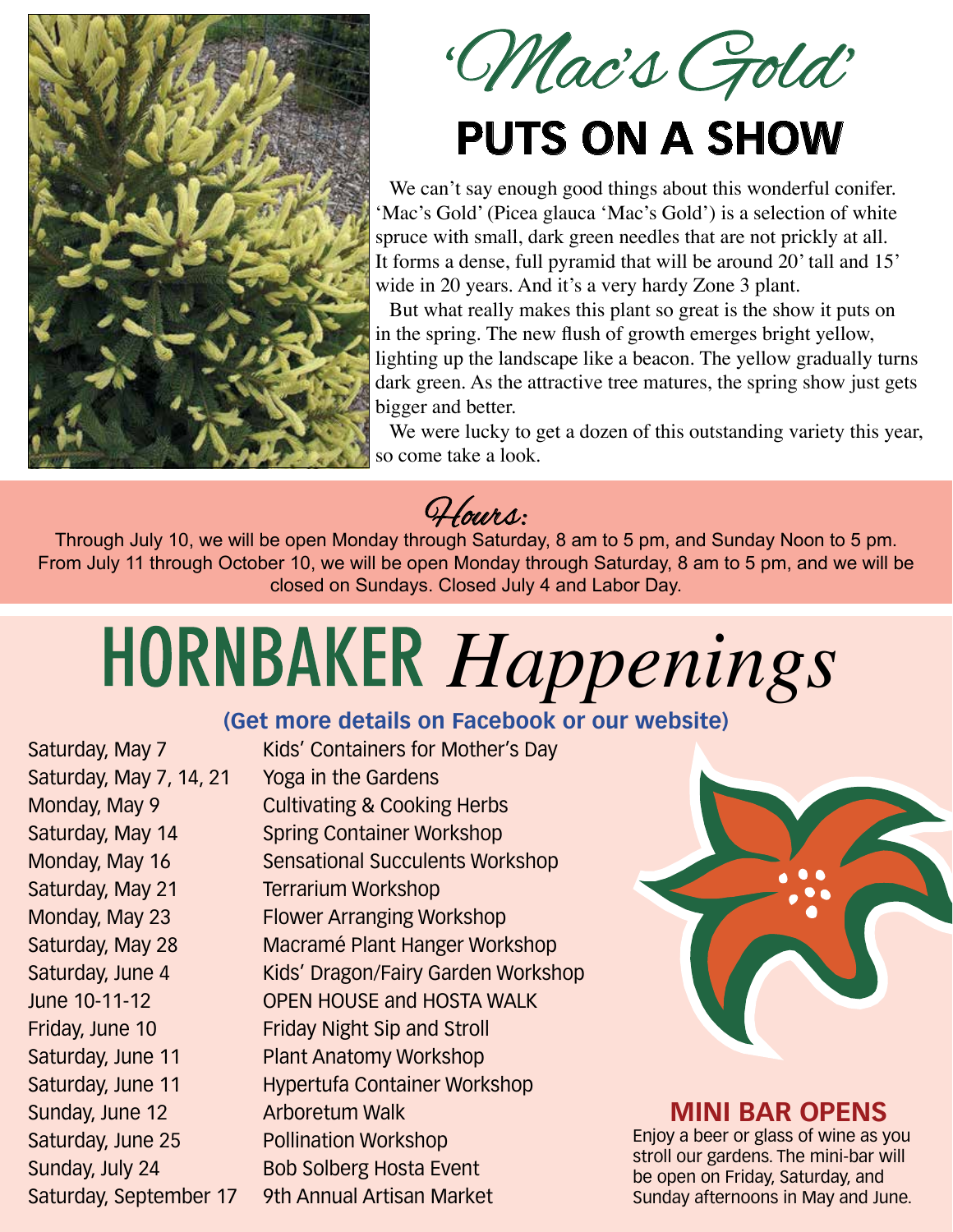# 'Mac's Gold' PUTS ON A SHOW

We can't say enough good things about this wonderful conifer. 'Mac's Gold' (Picea glauca 'Mac's Gold') is a selection of white spruce with small, dark green needles that are not prickly at all. It forms a dense, full pyramid that will be around 20' tall and 15' wide in 20 years. And it's a very hardy Zone 3 plant.

But what really makes this plant so great is the show it puts on in the spring. The new flush of growth emerges bright yellow, lighting up the landscape like a beacon. The yellow gradually turns dark green. As the attractive tree matures, the spring show just gets bigger and better.

We were lucky to get a dozen of this outstanding variety this year, so come take a look.

## Hours:

Through July 10, we will be open Monday through Saturday, 8 am to 5 pm, and Sunday Noon to 5 pm. From July 11 through October 10, we will be open Monday through Saturday, 8 am to 5 pm, and we will be closed on Sundays. Closed July 4 and Labor Day.

# HORNBAKER *Happenings*

**(Get more details on Facebook or our website)**

| Date | Event |
|---|---|
| Saturday, May 7 | Kids' Containers for Mother's Day |
| Saturday, May 7, 14, 21 | Yoga in the Gardens |
| Monday, May 9 | Cultivating & Cooking Herbs |
| Saturday, May 14 | Spring Container Workshop |
| Monday, May 16 | Sensational Succulents Workshop |
| Saturday, May 21 | Terrarium Workshop |
| Monday, May 23 | Flower Arranging Workshop |
| Saturday, May 28 | Macramé Plant Hanger Workshop |
| Saturday, June 4 | Kids' Dragon/Fairy Garden Workshop |
| June 10-11-12 | OPEN HOUSE and HOSTA WALK |
| Friday, June 10 | Friday Night Sip and Stroll |
| Saturday, June 11 | Plant Anatomy Workshop |
| Saturday, June 11 | Hypertufa Container Workshop |
| Sunday, June 12 | Arboretum Walk |
| Saturday, June 25 | Pollination Workshop |
| Sunday, July 24 | Bob Solberg Hosta Event |
| Saturday, September 17 | 9th Annual Artisan Market |

## MINI BAR OPENS

Enjoy a beer or glass of wine as you stroll our gardens. The mini-bar will be open on Friday, Saturday, and Sunday afternoons in May and June.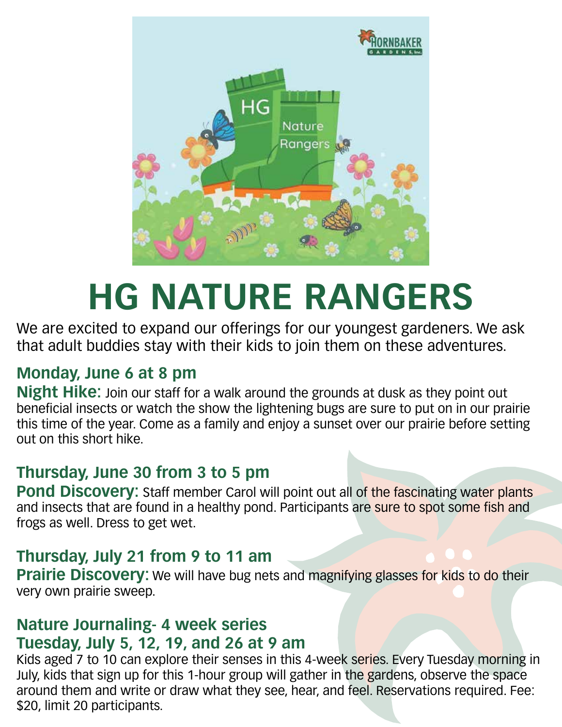# HG NATURE RANGERS

We are excited to expand our offerings for our youngest gardeners. We ask that adult buddies stay with their kids to join them on these adventures.

### Monday, June 6 at 8 pm

**Night Hike:** Join our staff for a walk around the grounds at dusk as they point out beneficial insects or watch the show the lightening bugs are sure to put on in our prairie this time of the year. Come as a family and enjoy a sunset over our prairie before setting out on this short hike.

### Thursday, June 30 from 3 to 5 pm

**Pond Discovery:** Staff member Carol will point out all of the fascinating water plants and insects that are found in a healthy pond. Participants are sure to spot some fish and frogs as well. Dress to get wet.

### Thursday, July 21 from 9 to 11 am

**Prairie Discovery:** We will have bug nets and magnifying glasses for kids to do their very own prairie sweep.

### Nature Journaling- 4 week series
### Tuesday, July 5, 12, 19, and 26 at 9 am

Kids aged 7 to 10 can explore their senses in this 4-week series. Every Tuesday morning in July, kids that sign up for this 1-hour group will gather in the gardens, observe the space around them and write or draw what they see, hear, and feel. Reservations required. Fee: $20, limit 20 participants.